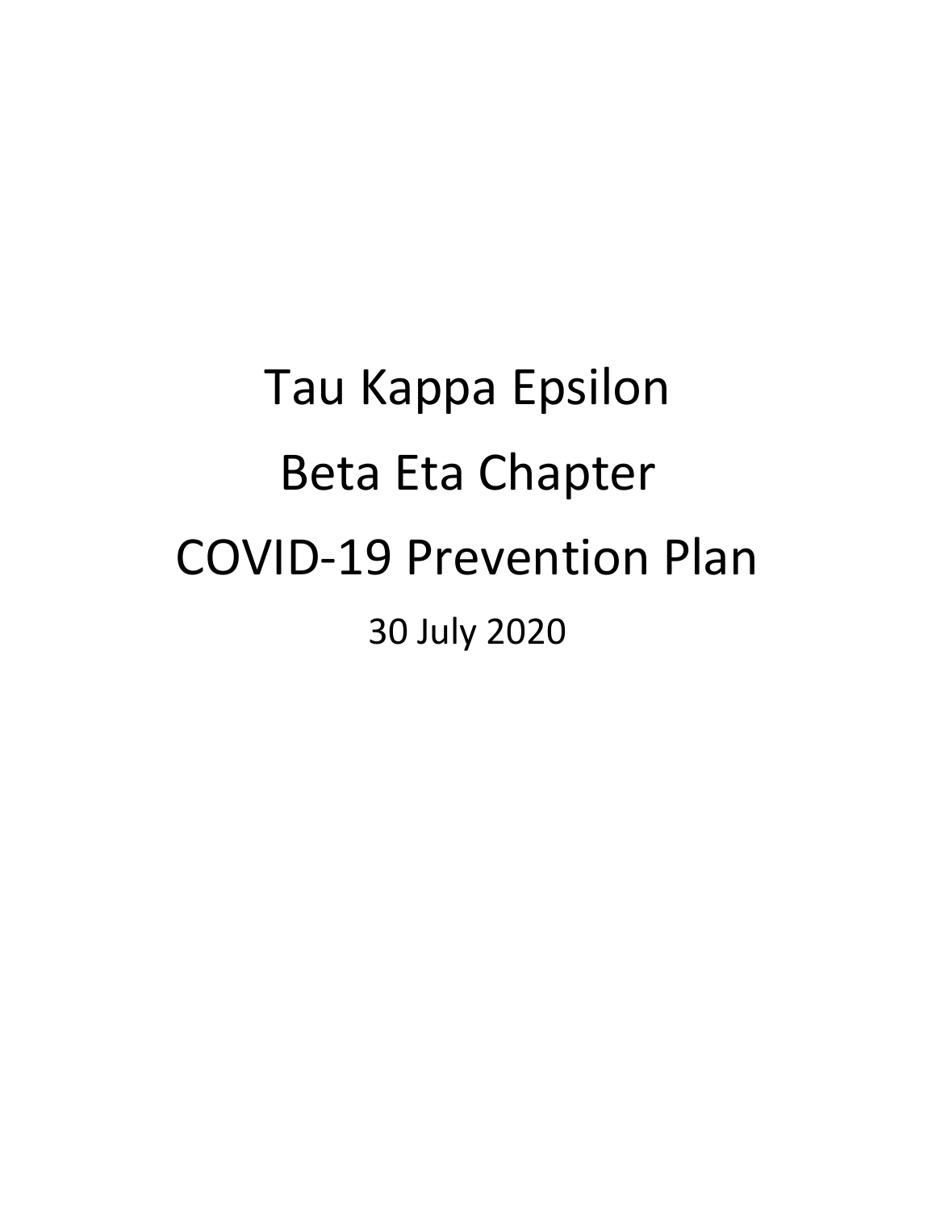# Tau Kappa Epsilon

# Beta Eta Chapter

# COVID-19 Prevention Plan

30 July 2020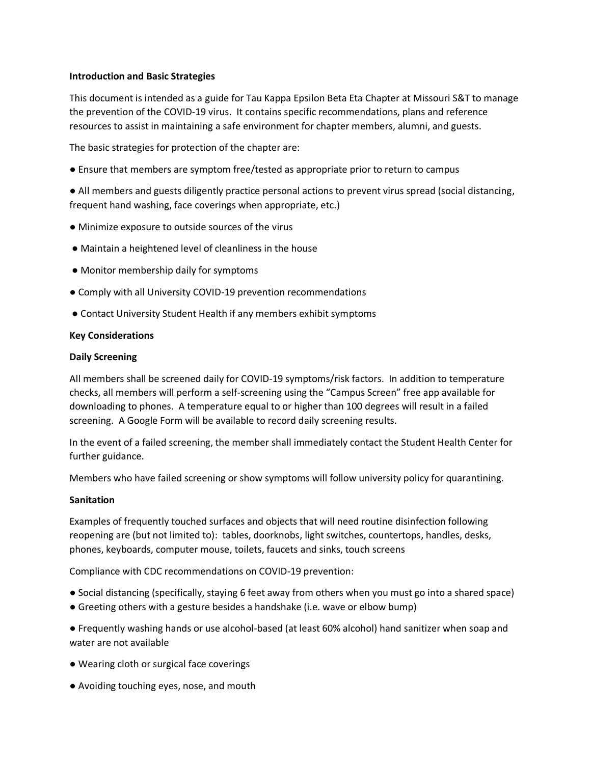**Introduction and Basic Strategies**

This document is intended as a guide for Tau Kappa Epsilon Beta Eta Chapter at Missouri S&T to manage the prevention of the COVID-19 virus. It contains specific recommendations, plans and reference resources to assist in maintaining a safe environment for chapter members, alumni, and guests.

The basic strategies for protection of the chapter are:

- Ensure that members are symptom free/tested as appropriate prior to return to campus
- All members and guests diligently practice personal actions to prevent virus spread (social distancing, frequent hand washing, face coverings when appropriate, etc.)
- Minimize exposure to outside sources of the virus
- Maintain a heightened level of cleanliness in the house
- Monitor membership daily for symptoms
- Comply with all University COVID-19 prevention recommendations
- Contact University Student Health if any members exhibit symptoms

**Key Considerations**

**Daily Screening**

All members shall be screened daily for COVID-19 symptoms/risk factors. In addition to temperature checks, all members will perform a self-screening using the "Campus Screen" free app available for downloading to phones. A temperature equal to or higher than 100 degrees will result in a failed screening. A Google Form will be available to record daily screening results.

In the event of a failed screening, the member shall immediately contact the Student Health Center for further guidance.

Members who have failed screening or show symptoms will follow university policy for quarantining.

**Sanitation**

Examples of frequently touched surfaces and objects that will need routine disinfection following reopening are (but not limited to): tables, doorknobs, light switches, countertops, handles, desks, phones, keyboards, computer mouse, toilets, faucets and sinks, touch screens

Compliance with CDC recommendations on COVID-19 prevention:

- Social distancing (specifically, staying 6 feet away from others when you must go into a shared space)
- Greeting others with a gesture besides a handshake (i.e. wave or elbow bump)
- Frequently washing hands or use alcohol-based (at least 60% alcohol) hand sanitizer when soap and water are not available
- Wearing cloth or surgical face coverings
- Avoiding touching eyes, nose, and mouth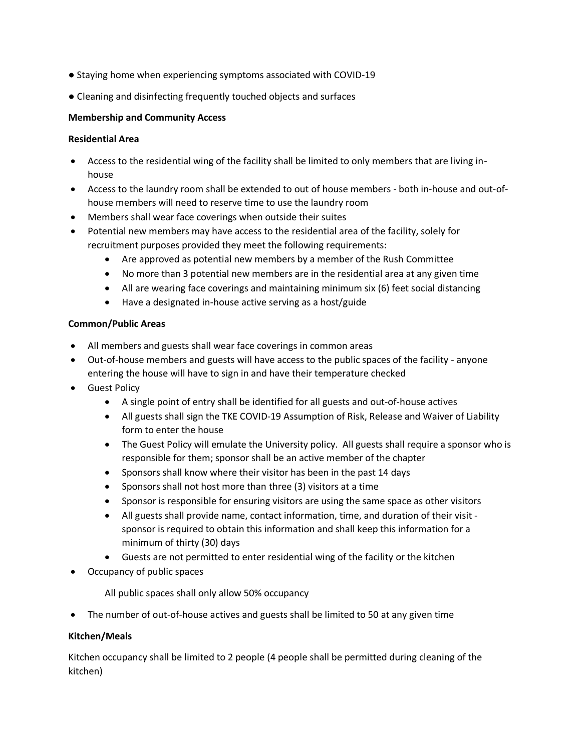- Staying home when experiencing symptoms associated with COVID-19
- Cleaning and disinfecting frequently touched objects and surfaces

**Membership and Community Access**

**Residential Area**

- Access to the residential wing of the facility shall be limited to only members that are living in-house
- Access to the laundry room shall be extended to out of house members - both in-house and out-of-house members will need to reserve time to use the laundry room
- Members shall wear face coverings when outside their suites
- Potential new members may have access to the residential area of the facility, solely for recruitment purposes provided they meet the following requirements:
    - Are approved as potential new members by a member of the Rush Committee
    - No more than 3 potential new members are in the residential area at any given time
    - All are wearing face coverings and maintaining minimum six (6) feet social distancing
    - Have a designated in-house active serving as a host/guide

**Common/Public Areas**

- All members and guests shall wear face coverings in common areas
- Out-of-house members and guests will have access to the public spaces of the facility - anyone entering the house will have to sign in and have their temperature checked
- Guest Policy
    - A single point of entry shall be identified for all guests and out-of-house actives
    - All guests shall sign the TKE COVID-19 Assumption of Risk, Release and Waiver of Liability form to enter the house
    - The Guest Policy will emulate the University policy. All guests shall require a sponsor who is responsible for them; sponsor shall be an active member of the chapter
    - Sponsors shall know where their visitor has been in the past 14 days
    - Sponsors shall not host more than three (3) visitors at a time
    - Sponsor is responsible for ensuring visitors are using the same space as other visitors
    - All guests shall provide name, contact information, time, and duration of their visit - sponsor is required to obtain this information and shall keep this information for a minimum of thirty (30) days
    - Guests are not permitted to enter residential wing of the facility or the kitchen
- Occupancy of public spaces

    All public spaces shall only allow 50% occupancy

- The number of out-of-house actives and guests shall be limited to 50 at any given time

**Kitchen/Meals**

Kitchen occupancy shall be limited to 2 people (4 people shall be permitted during cleaning of the kitchen)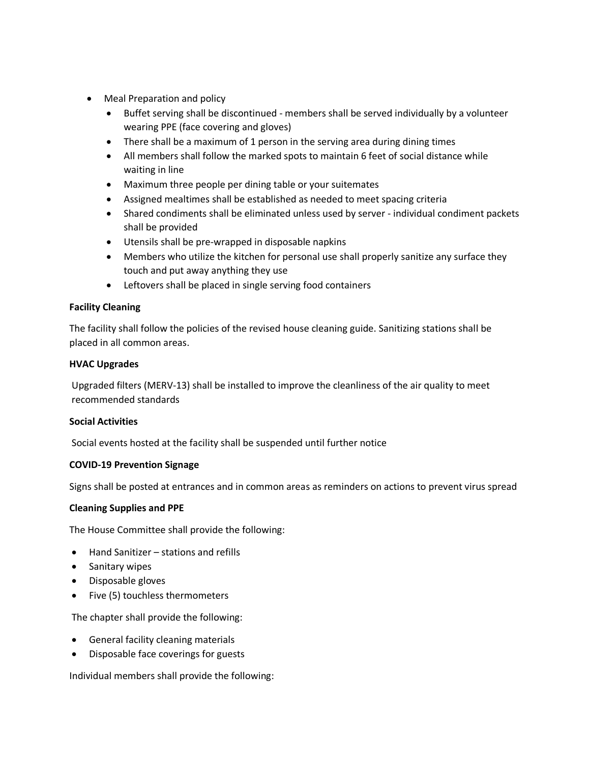- Meal Preparation and policy
  - Buffet serving shall be discontinued - members shall be served individually by a volunteer wearing PPE (face covering and gloves)
  - There shall be a maximum of 1 person in the serving area during dining times
  - All members shall follow the marked spots to maintain 6 feet of social distance while waiting in line
  - Maximum three people per dining table or your suitemates
  - Assigned mealtimes shall be established as needed to meet spacing criteria
  - Shared condiments shall be eliminated unless used by server - individual condiment packets shall be provided
  - Utensils shall be pre-wrapped in disposable napkins
  - Members who utilize the kitchen for personal use shall properly sanitize any surface they touch and put away anything they use
  - Leftovers shall be placed in single serving food containers

**Facility Cleaning**

The facility shall follow the policies of the revised house cleaning guide. Sanitizing stations shall be placed in all common areas.

**HVAC Upgrades**

Upgraded filters (MERV-13) shall be installed to improve the cleanliness of the air quality to meet recommended standards

**Social Activities**

Social events hosted at the facility shall be suspended until further notice

**COVID-19 Prevention Signage**

Signs shall be posted at entrances and in common areas as reminders on actions to prevent virus spread

**Cleaning Supplies and PPE**

The House Committee shall provide the following:

- Hand Sanitizer – stations and refills
- Sanitary wipes
- Disposable gloves
- Five (5) touchless thermometers

The chapter shall provide the following:

- General facility cleaning materials
- Disposable face coverings for guests

Individual members shall provide the following: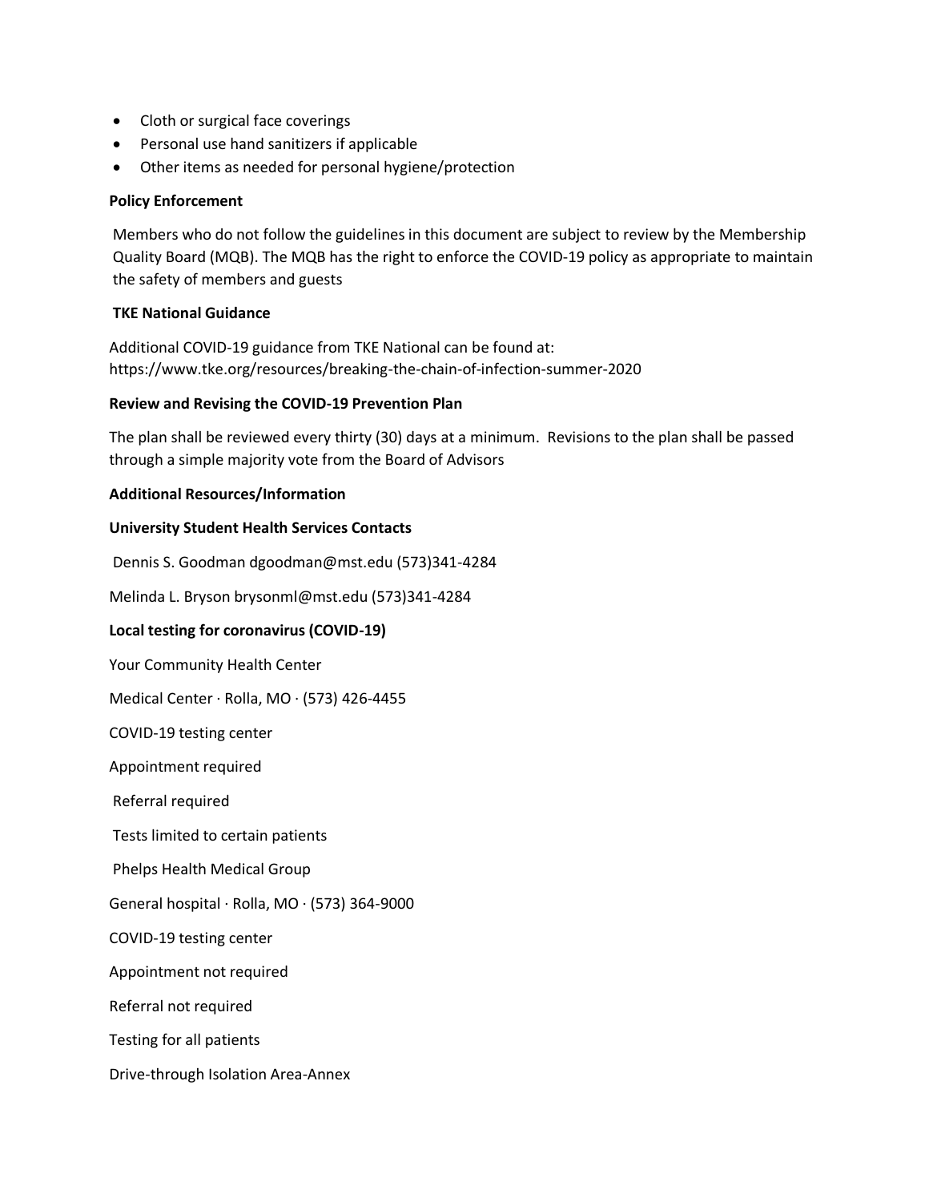- Cloth or surgical face coverings
- Personal use hand sanitizers if applicable
- Other items as needed for personal hygiene/protection

**Policy Enforcement**

Members who do not follow the guidelines in this document are subject to review by the Membership Quality Board (MQB). The MQB has the right to enforce the COVID-19 policy as appropriate to maintain the safety of members and guests

**TKE National Guidance**

Additional COVID-19 guidance from TKE National can be found at: https://www.tke.org/resources/breaking-the-chain-of-infection-summer-2020

**Review and Revising the COVID-19 Prevention Plan**

The plan shall be reviewed every thirty (30) days at a minimum. Revisions to the plan shall be passed through a simple majority vote from the Board of Advisors

**Additional Resources/Information**

**University Student Health Services Contacts**

Dennis S. Goodman dgoodman@mst.edu (573)341-4284

Melinda L. Bryson brysonml@mst.edu (573)341-4284

**Local testing for coronavirus (COVID-19)**

Your Community Health Center

Medical Center · Rolla, MO · (573) 426-4455

COVID-19 testing center

Appointment required

Referral required

Tests limited to certain patients

Phelps Health Medical Group

General hospital · Rolla, MO · (573) 364-9000

COVID-19 testing center

Appointment not required

Referral not required

Testing for all patients

Drive-through Isolation Area-Annex